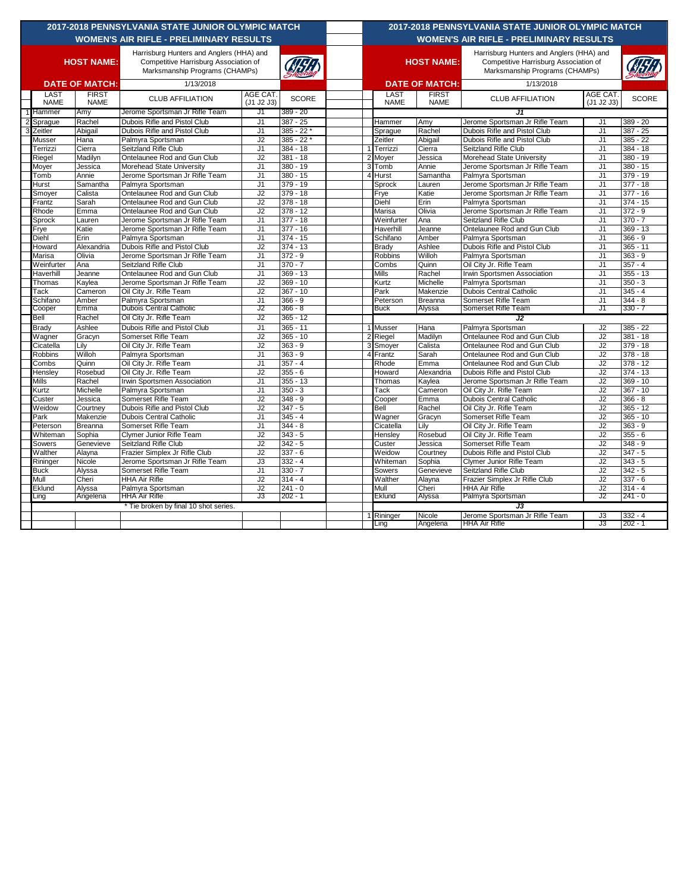# 2017-2018 PENNSYLVANIA STATE JUNIOR OLYMPIC MATCH

## WOMEN'S AIR RIFLE - PRELIMINARY RESULTS

**HOST NAME:** Harrisburg Hunters and Anglers (HHA) and Competitive Harrisburg Association of Marksmanship Programs (CHAMPs)

**DATE OF MATCH:** 1/13/2018

| | LAST NAME | FIRST NAME | CLUB AFFILIATION | AGE CAT. (J1 J2 J3) | SCORE |
|---|---|---|---|---|---|
| 1 | Hammer | Amy | Jerome Sportsman Jr Rifle Team | J1 | 389 - 20 |
| 2 | Sprague | Rachel | Dubois Rifle and Pistol Club | J1 | 387 - 25 |
| 3 | Zeitler | Abigail | Dubois Rifle and Pistol Club | J1 | 385 - 22 * |
| | Musser | Hana | Palmyra Sportsman | J2 | 385 - 22 * |
| | Terrizzi | Cierra | Seitzland Rifle Club | J1 | 384 - 18 |
| | Riegel | Madilyn | Ontelaunee Rod and Gun Club | J2 | 381 - 18 |
| | Moyer | Jessica | Morehead State University | J1 | 380 - 19 |
| | Tomb | Annie | Jerome Sportsman Jr Rifle Team | J1 | 380 - 15 |
| | Hurst | Samantha | Palmyra Sportsman | J1 | 379 - 19 |
| | Smoyer | Calista | Ontelaunee Rod and Gun Club | J2 | 379 - 18 |
| | Frantz | Sarah | Ontelaunee Rod and Gun Club | J2 | 378 - 18 |
| | Rhode | Emma | Ontelaunee Rod and Gun Club | J2 | 378 - 12 |
| | Sprock | Lauren | Jerome Sportsman Jr Rifle Team | J1 | 377 - 18 |
| | Frye | Katie | Jerome Sportsman Jr Rifle Team | J1 | 377 - 16 |
| | Diehl | Erin | Palmyra Sportsman | J1 | 374 - 15 |
| | Howard | Alexandria | Dubois Rifle and Pistol Club | J2 | 374 - 13 |
| | Marisa | Olivia | Jerome Sportsman Jr Rifle Team | J1 | 372 - 9 |
| | Weinfurter | Ana | Seitzland Rifle Club | J1 | 370 - 7 |
| | Haverhill | Jeanne | Ontelaunee Rod and Gun Club | J1 | 369 - 13 |
| | Thomas | Kaylea | Jerome Sportsman Jr Rifle Team | J2 | 369 - 10 |
| | Tack | Cameron | Oil City Jr. Rifle Team | J2 | 367 - 10 |
| | Schifano | Amber | Palmyra Sportsman | J1 | 366 - 9 |
| | Cooper | Emma | Dubois Central Catholic | J2 | 366 - 8 |
| | Bell | Rachel | Oil City Jr. Rifle Team | J2 | 365 - 12 |
| | Brady | Ashlee | Dubois Rifle and Pistol Club | J1 | 365 - 11 |
| | Wagner | Gracyn | Somerset Rifle Team | J2 | 365 - 10 |
| | Cicatella | Lily | Oil City Jr. Rifle Team | J2 | 363 - 9 |
| | Robbins | Willoh | Palmyra Sportsman | J1 | 363 - 9 |
| | Combs | Quinn | Oil City Jr. Rifle Team | J1 | 357 - 4 |
| | Hensley | Rosebud | Oil City Jr. Rifle Team | J2 | 355 - 6 |
| | Mills | Rachel | Irwin Sportsmen Association | J1 | 355 - 13 |
| | Kurtz | Michelle | Palmyra Sportsman | J1 | 350 - 3 |
| | Custer | Jessica | Somerset Rifle Team | J2 | 348 - 9 |
| | Weidow | Courtney | Dubois Rifle and Pistol Club | J2 | 347 - 5 |
| | Park | Makenzie | Dubois Central Catholic | J1 | 345 - 4 |
| | Peterson | Breanna | Somerset Rifle Team | J1 | 344 - 8 |
| | Whiteman | Sophia | Clymer Junior Rifle Team | J2 | 343 - 5 |
| | Sowers | Genevieve | Seitzland Rifle Club | J2 | 342 - 5 |
| | Walther | Alayna | Frazier Simplex Jr Rifle Club | J2 | 337 - 6 |
| | Rininger | Nicole | Jerome Sportsman Jr Rifle Team | J3 | 332 - 4 |
| | Buck | Alyssa | Somerset Rifle Team | J1 | 330 - 7 |
| | Mull | Cheri | HHA Air Rifle | J2 | 314 - 4 |
| | Eklund | Alyssa | Palmyra Sportsman | J2 | 241 - 0 |
| | Ling | Angelena | HHA Air Rifle | J3 | 202 - 1 |

\* Tie broken by final 10 shot series.

# 2017-2018 PENNSYLVANIA STATE JUNIOR OLYMPIC MATCH

## WOMEN'S AIR RIFLE - PRELIMINARY RESULTS

**HOST NAME:** Harrisburg Hunters and Anglers (HHA) and Competitive Harrisburg Association of Marksmanship Programs (CHAMPs)

**DATE OF MATCH:** 1/13/2018

| | LAST NAME | FIRST NAME | CLUB AFFILIATION | AGE CAT. (J1 J2 J3) | SCORE |
|---|---|---|---|---|---|
| | | | **J1** | | |
| | Hammer | Amy | Jerome Sportsman Jr Rifle Team | J1 | 389 - 20 |
| | Sprague | Rachel | Dubois Rifle and Pistol Club | J1 | 387 - 25 |
| | Zeitler | Abigail | Dubois Rifle and Pistol Club | J1 | 385 - 22 |
| 1 | Terrizzi | Cierra | Seitzland Rifle Club | J1 | 384 - 18 |
| 2 | Moyer | Jessica | Morehead State University | J1 | 380 - 19 |
| 3 | Tomb | Annie | Jerome Sportsman Jr Rifle Team | J1 | 380 - 15 |
| 4 | Hurst | Samantha | Palmyra Sportsman | J1 | 379 - 19 |
| | Sprock | Lauren | Jerome Sportsman Jr Rifle Team | J1 | 377 - 18 |
| | Frye | Katie | Jerome Sportsman Jr Rifle Team | J1 | 377 - 16 |
| | Diehl | Erin | Palmyra Sportsman | J1 | 374 - 15 |
| | Marisa | Olivia | Jerome Sportsman Jr Rifle Team | J1 | 372 - 9 |
| | Weinfurter | Ana | Seitzland Rifle Club | J1 | 370 - 7 |
| | Haverhill | Jeanne | Ontelaunee Rod and Gun Club | J1 | 369 - 13 |
| | Schifano | Amber | Palmyra Sportsman | J1 | 366 - 9 |
| | Brady | Ashlee | Dubois Rifle and Pistol Club | J1 | 365 - 11 |
| | Robbins | Willoh | Palmyra Sportsman | J1 | 363 - 9 |
| | Combs | Quinn | Oil City Jr. Rifle Team | J1 | 357 - 4 |
| | Mills | Rachel | Irwin Sportsmen Association | J1 | 355 - 13 |
| | Kurtz | Michelle | Palmyra Sportsman | J1 | 350 - 3 |
| | Park | Makenzie | Dubois Central Catholic | J1 | 345 - 4 |
| | Peterson | Breanna | Somerset Rifle Team | J1 | 344 - 8 |
| | Buck | Alyssa | Somerset Rifle Team | J1 | 330 - 7 |
| | | | **J2** | | |
| 1 | Musser | Hana | Palmyra Sportsman | J2 | 385 - 22 |
| 2 | Riegel | Madilyn | Ontelaunee Rod and Gun Club | J2 | 381 - 18 |
| 3 | Smoyer | Calista | Ontelaunee Rod and Gun Club | J2 | 379 - 18 |
| 4 | Frantz | Sarah | Ontelaunee Rod and Gun Club | J2 | 378 - 18 |
| | Rhode | Emma | Ontelaunee Rod and Gun Club | J2 | 378 - 12 |
| | Howard | Alexandria | Dubois Rifle and Pistol Club | J2 | 374 - 13 |
| | Thomas | Kaylea | Jerome Sportsman Jr Rifle Team | J2 | 369 - 10 |
| | Tack | Cameron | Oil City Jr. Rifle Team | J2 | 367 - 10 |
| | Cooper | Emma | Dubois Central Catholic | J2 | 366 - 8 |
| | Bell | Rachel | Oil City Jr. Rifle Team | J2 | 365 - 12 |
| | Wagner | Gracyn | Somerset Rifle Team | J2 | 365 - 10 |
| | Cicatella | Lily | Oil City Jr. Rifle Team | J2 | 363 - 9 |
| | Hensley | Rosebud | Oil City Jr. Rifle Team | J2 | 355 - 6 |
| | Custer | Jessica | Somerset Rifle Team | J2 | 348 - 9 |
| | Weidow | Courtney | Dubois Rifle and Pistol Club | J2 | 347 - 5 |
| | Whiteman | Sophia | Clymer Junior Rifle Team | J2 | 343 - 5 |
| | Sowers | Genevieve | Seitzland Rifle Club | J2 | 342 - 5 |
| | Walther | Alayna | Frazier Simplex Jr Rifle Club | J2 | 337 - 6 |
| | Mull | Cheri | HHA Air Rifle | J2 | 314 - 4 |
| | Eklund | Alyssa | Palmyra Sportsman | J2 | 241 - 0 |
| | | | **J3** | | |
| 1 | Rininger | Nicole | Jerome Sportsman Jr Rifle Team | J3 | 332 - 4 |
| | Ling | Angelena | HHA Air Rifle | J3 | 202 - 1 |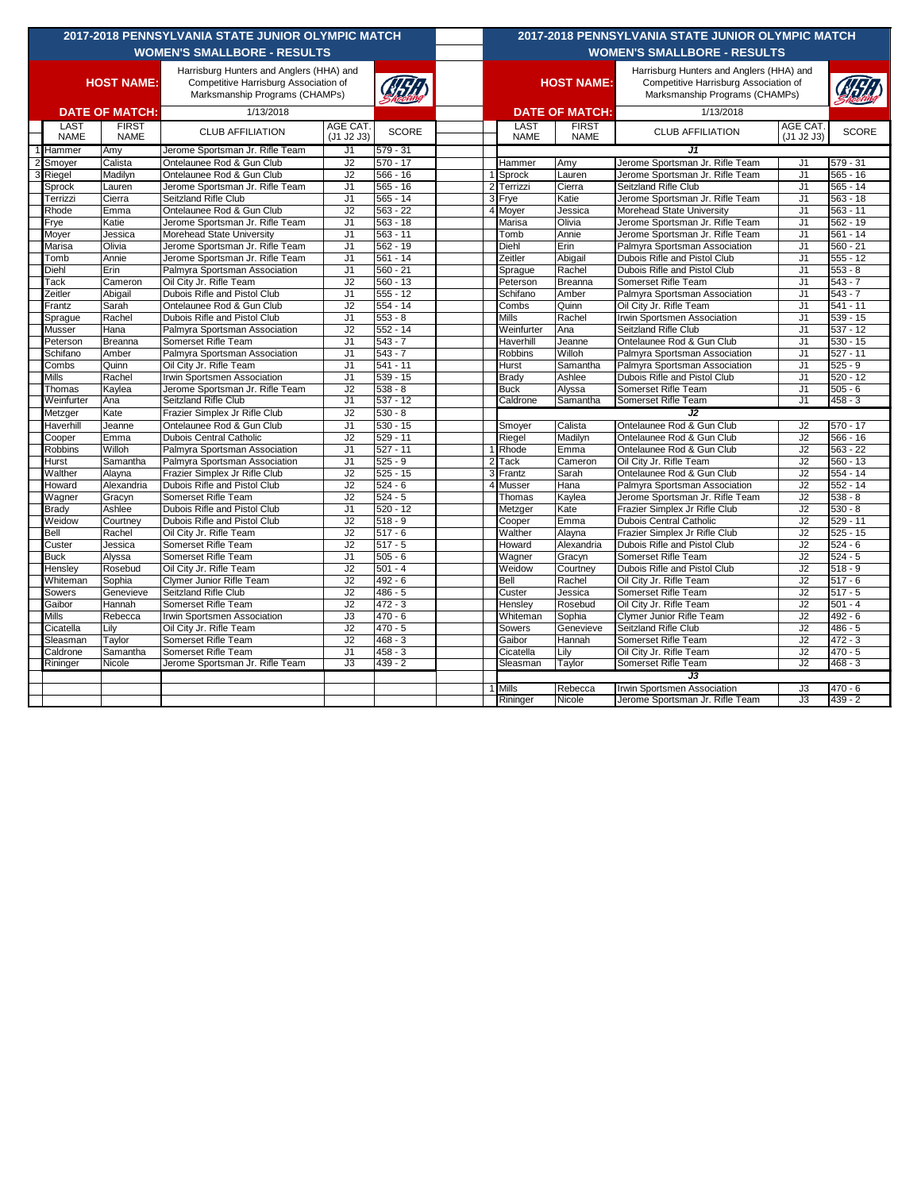## 2017-2018 PENNSYLVANIA STATE JUNIOR OLYMPIC MATCH
### WOMEN'S SMALLBORE - RESULTS

**HOST NAME:** Harrisburg Hunters and Anglers (HHA) and Competitive Harrisburg Association of Marksmanship Programs (CHAMPs)

**DATE OF MATCH:** 1/13/2018

| | LAST NAME | FIRST NAME | CLUB AFFILIATION | AGE CAT. (J1 J2 J3) | SCORE |
|---|---|---|---|---|---|
| 1 | Hammer | Amy | Jerome Sportsman Jr. Rifle Team | J1 | 579 - 31 |
| 2 | Smoyer | Calista | Ontelaunee Rod & Gun Club | J2 | 570 - 17 |
| 3 | Riegel | Madilyn | Ontelaunee Rod & Gun Club | J2 | 566 - 16 |
| | Sprock | Lauren | Jerome Sportsman Jr. Rifle Team | J1 | 565 - 16 |
| | Terrizzi | Cierra | Seitzland Rifle Club | J1 | 565 - 14 |
| | Rhode | Emma | Ontelaunee Rod & Gun Club | J2 | 563 - 22 |
| | Frye | Katie | Jerome Sportsman Jr. Rifle Team | J1 | 563 - 18 |
| | Moyer | Jessica | Morehead State University | J1 | 563 - 11 |
| | Marisa | Olivia | Jerome Sportsman Jr. Rifle Team | J1 | 562 - 19 |
| | Tomb | Annie | Jerome Sportsman Jr. Rifle Team | J1 | 561 - 14 |
| | Diehl | Erin | Palmyra Sportsman Association | J1 | 560 - 21 |
| | Tack | Cameron | Oil City Jr. Rifle Team | J2 | 560 - 13 |
| | Zeitler | Abigail | Dubois Rifle and Pistol Club | J1 | 555 - 12 |
| | Frantz | Sarah | Ontelaunee Rod & Gun Club | J2 | 554 - 14 |
| | Sprague | Rachel | Dubois Rifle and Pistol Club | J1 | 553 - 8 |
| | Musser | Hana | Palmyra Sportsman Association | J2 | 552 - 14 |
| | Peterson | Breanna | Somerset Rifle Team | J1 | 543 - 7 |
| | Schifano | Amber | Palmyra Sportsman Association | J1 | 543 - 7 |
| | Combs | Quinn | Oil City Jr. Rifle Team | J1 | 541 - 11 |
| | Mills | Rachel | Irwin Sportsmen Association | J1 | 539 - 15 |
| | Thomas | Kaylea | Jerome Sportsman Jr. Rifle Team | J2 | 538 - 8 |
| | Weinfurter | Ana | Seitzland Rifle Club | J1 | 537 - 12 |
| | Metzger | Kate | Frazier Simplex Jr Rifle Club | J2 | 530 - 8 |
| | Haverhill | Jeanne | Ontelaunee Rod & Gun Club | J1 | 530 - 15 |
| | Cooper | Emma | Dubois Central Catholic | J2 | 529 - 11 |
| | Robbins | Willoh | Palmyra Sportsman Association | J1 | 527 - 11 |
| | Hurst | Samantha | Palmyra Sportsman Association | J1 | 525 - 9 |
| | Walther | Alayna | Frazier Simplex Jr Rifle Club | J2 | 525 - 15 |
| | Howard | Alexandria | Dubois Rifle and Pistol Club | J2 | 524 - 6 |
| | Wagner | Gracyn | Somerset Rifle Team | J2 | 524 - 5 |
| | Brady | Ashlee | Dubois Rifle and Pistol Club | J1 | 520 - 12 |
| | Weidow | Courtney | Dubois Rifle and Pistol Club | J2 | 518 - 9 |
| | Bell | Rachel | Oil City Jr. Rifle Team | J2 | 517 - 6 |
| | Custer | Jessica | Somerset Rifle Team | J2 | 517 - 5 |
| | Buck | Alyssa | Somerset Rifle Team | J1 | 505 - 6 |
| | Hensley | Rosebud | Oil City Jr. Rifle Team | J2 | 501 - 4 |
| | Whiteman | Sophia | Clymer Junior Rifle Team | J2 | 492 - 6 |
| | Sowers | Genevieve | Seitzland Rifle Club | J2 | 486 - 5 |
| | Gaibor | Hannah | Somerset Rifle Team | J2 | 472 - 3 |
| | Mills | Rebecca | Irwin Sportsmen Association | J3 | 470 - 6 |
| | Cicatella | Lily | Oil City Jr. Rifle Team | J2 | 470 - 5 |
| | Sleasman | Taylor | Somerset Rifle Team | J2 | 468 - 3 |
| | Caldrone | Samantha | Somerset Rifle Team | J1 | 458 - 3 |
| | Rininger | Nicole | Jerome Sportsman Jr. Rifle Team | J3 | 439 - 2 |

## 2017-2018 PENNSYLVANIA STATE JUNIOR OLYMPIC MATCH
### WOMEN'S SMALLBORE - RESULTS

**HOST NAME:** Harrisburg Hunters and Anglers (HHA) and Competitive Harrisburg Association of Marksmanship Programs (CHAMPs)

**DATE OF MATCH:** 1/13/2018

| | LAST NAME | FIRST NAME | CLUB AFFILIATION | AGE CAT. (J1 J2 J3) | SCORE |
|---|---|---|---|---|---|
| | | | **J1** | | |
| | Hammer | Amy | Jerome Sportsman Jr. Rifle Team | J1 | 579 - 31 |
| 1 | Sprock | Lauren | Jerome Sportsman Jr. Rifle Team | J1 | 565 - 16 |
| 2 | Terrizzi | Cierra | Seitzland Rifle Club | J1 | 565 - 14 |
| 3 | Frye | Katie | Jerome Sportsman Jr. Rifle Team | J1 | 563 - 18 |
| 4 | Moyer | Jessica | Morehead State University | J1 | 563 - 11 |
| | Marisa | Olivia | Jerome Sportsman Jr. Rifle Team | J1 | 562 - 19 |
| | Tomb | Annie | Jerome Sportsman Jr. Rifle Team | J1 | 561 - 14 |
| | Diehl | Erin | Palmyra Sportsman Association | J1 | 560 - 21 |
| | Zeitler | Abigail | Dubois Rifle and Pistol Club | J1 | 555 - 12 |
| | Sprague | Rachel | Dubois Rifle and Pistol Club | J1 | 553 - 8 |
| | Peterson | Breanna | Somerset Rifle Team | J1 | 543 - 7 |
| | Schifano | Amber | Palmyra Sportsman Association | J1 | 543 - 7 |
| | Combs | Quinn | Oil City Jr. Rifle Team | J1 | 541 - 11 |
| | Mills | Rachel | Irwin Sportsmen Association | J1 | 539 - 15 |
| | Weinfurter | Ana | Seitzland Rifle Club | J1 | 537 - 12 |
| | Haverhill | Jeanne | Ontelaunee Rod & Gun Club | J1 | 530 - 15 |
| | Robbins | Willoh | Palmyra Sportsman Association | J1 | 527 - 11 |
| | Hurst | Samantha | Palmyra Sportsman Association | J1 | 525 - 9 |
| | Brady | Ashlee | Dubois Rifle and Pistol Club | J1 | 520 - 12 |
| | Buck | Alyssa | Somerset Rifle Team | J1 | 505 - 6 |
| | Caldrone | Samantha | Somerset Rifle Team | J1 | 458 - 3 |
| | | | **J2** | | |
| | Smoyer | Calista | Ontelaunee Rod & Gun Club | J2 | 570 - 17 |
| | Riegel | Madilyn | Ontelaunee Rod & Gun Club | J2 | 566 - 16 |
| 1 | Rhode | Emma | Ontelaunee Rod & Gun Club | J2 | 563 - 22 |
| 2 | Tack | Cameron | Oil City Jr. Rifle Team | J2 | 560 - 13 |
| 3 | Frantz | Sarah | Ontelaunee Rod & Gun Club | J2 | 554 - 14 |
| 4 | Musser | Hana | Palmyra Sportsman Association | J2 | 552 - 14 |
| | Thomas | Kaylea | Jerome Sportsman Jr. Rifle Team | J2 | 538 - 8 |
| | Metzger | Kate | Frazier Simplex Jr Rifle Club | J2 | 530 - 8 |
| | Cooper | Emma | Dubois Central Catholic | J2 | 529 - 11 |
| | Walther | Alayna | Frazier Simplex Jr Rifle Club | J2 | 525 - 15 |
| | Howard | Alexandria | Dubois Rifle and Pistol Club | J2 | 524 - 6 |
| | Wagner | Gracyn | Somerset Rifle Team | J2 | 524 - 5 |
| | Weidow | Courtney | Dubois Rifle and Pistol Club | J2 | 518 - 9 |
| | Bell | Rachel | Oil City Jr. Rifle Team | J2 | 517 - 6 |
| | Custer | Jessica | Somerset Rifle Team | J2 | 517 - 5 |
| | Hensley | Rosebud | Oil City Jr. Rifle Team | J2 | 501 - 4 |
| | Whiteman | Sophia | Clymer Junior Rifle Team | J2 | 492 - 6 |
| | Sowers | Genevieve | Seitzland Rifle Club | J2 | 486 - 5 |
| | Gaibor | Hannah | Somerset Rifle Team | J2 | 472 - 3 |
| | Cicatella | Lily | Oil City Jr. Rifle Team | J2 | 470 - 5 |
| | Sleasman | Taylor | Somerset Rifle Team | J2 | 468 - 3 |
| | | | **J3** | | |
| 1 | Mills | Rebecca | Irwin Sportsmen Association | J3 | 470 - 6 |
| | Rininger | Nicole | Jerome Sportsman Jr. Rifle Team | J3 | 439 - 2 |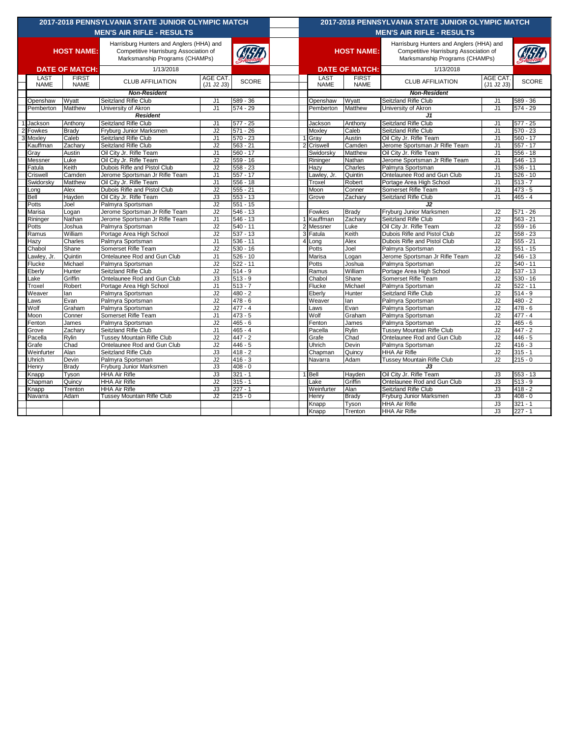## 2017-2018 PENNSYLVANIA STATE JUNIOR OLYMPIC MATCH
## MEN'S AIR RIFLE - RESULTS

**HOST NAME:** Harrisburg Hunters and Anglers (HHA) and Competitive Harrisburg Association of Marksmanship Programs (CHAMPs)

**DATE OF MATCH:** 1/13/2018

| | LAST NAME | FIRST NAME | CLUB AFFILIATION | AGE CAT. (J1 J2 J3) | SCORE |
|---|---|---|---|---|---|
| | | | ***Non-Resident*** | | |
| | Openshaw | Wyatt | Seitzland Rifle Club | J1 | 589 - 36 |
| | Pemberton | Matthew | University of Akron | J1 | 574 - 29 |
| | | | ***Resident*** | | |
| 1 | Jackson | Anthony | Seitzland Rifle Club | J1 | 577 - 25 |
| 2 | Fowkes | Brady | Fryburg Junior Marksmen | J2 | 571 - 26 |
| 3 | Moxley | Caleb | Seitzland Rifle Club | J1 | 570 - 23 |
| | Kauffman | Zachary | Seitzland Rifle Club | J2 | 563 - 21 |
| | Gray | Austin | Oil City Jr. Rifle Team | J1 | 560 - 17 |
| | Messner | Luke | Oil City Jr. Rifle Team | J2 | 559 - 16 |
| | Fatula | Keith | Dubois Rifle and Pistol Club | J2 | 558 - 23 |
| | Criswell | Camden | Jerome Sportsman Jr Rifle Team | J1 | 557 - 17 |
| | Swidorsky | Matthew | Oil City Jr. Rifle Team | J1 | 556 - 18 |
| | Long | Alex | Dubois Rifle and Pistol Club | J2 | 555 - 21 |
| | Bell | Hayden | Oil City Jr. Rifle Team | J3 | 553 - 13 |
| | Potts | Joel | Palmyra Sportsman | J2 | 551 - 15 |
| | Marisa | Logan | Jerome Sportsman Jr Rifle Team | J2 | 546 - 13 |
| | Rininger | Nathan | Jerome Sportsman Jr Rifle Team | J1 | 546 - 13 |
| | Potts | Joshua | Palmyra Sportsman | J2 | 540 - 11 |
| | Ramus | William | Portage Area High School | J2 | 537 - 13 |
| | Hazy | Charles | Palmyra Sportsman | J1 | 536 - 11 |
| | Chabol | Shane | Somerset Rifle Team | J2 | 530 - 16 |
| | Lawley, Jr. | Quintin | Ontelaunee Rod and Gun Club | J1 | 526 - 10 |
| | Flucke | Michael | Palmyra Sportsman | J2 | 522 - 11 |
| | Eberly | Hunter | Seitzland Rifle Club | J2 | 514 - 9 |
| | Lake | Griffin | Ontelaunee Rod and Gun Club | J3 | 513 - 9 |
| | Troxel | Robert | Portage Area High School | J1 | 513 - 7 |
| | Weaver | Ian | Palmyra Sportsman | J2 | 480 - 2 |
| | Laws | Evan | Palmyra Sportsman | J2 | 478 - 6 |
| | Wolf | Graham | Palmyra Sportsman | J2 | 477 - 4 |
| | Moon | Conner | Somerset Rifle Team | J1 | 473 - 5 |
| | Fenton | James | Palmyra Sportsman | J2 | 465 - 6 |
| | Grove | Zachary | Seitzland Rifle Club | J1 | 465 - 4 |
| | Pacella | Rylin | Tussey Mountain Rifle Club | J2 | 447 - 2 |
| | Grafe | Chad | Ontelaunee Rod and Gun Club | J2 | 446 - 5 |
| | Weinfurter | Alan | Seitzland Rifle Club | J3 | 418 - 2 |
| | Uhrich | Devin | Palmyra Sportsman | J2 | 416 - 3 |
| | Henry | Brady | Fryburg Junior Marksmen | J3 | 408 - 0 |
| | Knapp | Tyson | HHA Air Rifle | J3 | 321 - 1 |
| | Chapman | Quincy | HHA Air Rifle | J2 | 315 - 1 |
| | Knapp | Trenton | HHA Air Rifle | J3 | 227 - 1 |
| | Navarra | Adam | Tussey Mountain Rifle Club | J2 | 215 - 0 |

## 2017-2018 PENNSYLVANIA STATE JUNIOR OLYMPIC MATCH
## MEN'S AIR RIFLE - RESULTS

**HOST NAME:** Harrisburg Hunters and Anglers (HHA) and Competitive Harrisburg Association of Marksmanship Programs (CHAMPs)

**DATE OF MATCH:** 1/13/2018

| | LAST NAME | FIRST NAME | CLUB AFFILIATION | AGE CAT. (J1 J2 J3) | SCORE |
|---|---|---|---|---|---|
| | | | ***Non-Resident*** | | |
| | Openshaw | Wyatt | Seitzland Rifle Club | J1 | 589 - 36 |
| | Pemberton | Matthew | University of Akron | J1 | 574 - 29 |
| | | | ***J1*** | | |
| | Jackson | Anthony | Seitzland Rifle Club | J1 | 577 - 25 |
| | Moxley | Caleb | Seitzland Rifle Club | J1 | 570 - 23 |
| 1 | Gray | Austin | Oil City Jr. Rifle Team | J1 | 560 - 17 |
| 2 | Criswell | Camden | Jerome Sportsman Jr Rifle Team | J1 | 557 - 17 |
| | Swidorsky | Matthew | Oil City Jr. Rifle Team | J1 | 556 - 18 |
| | Rininger | Nathan | Jerome Sportsman Jr Rifle Team | J1 | 546 - 13 |
| | Hazy | Charles | Palmyra Sportsman | J1 | 536 - 11 |
| | Lawley, Jr. | Quintin | Ontelaunee Rod and Gun Club | J1 | 526 - 10 |
| | Troxel | Robert | Portage Area High School | J1 | 513 - 7 |
| | Moon | Conner | Somerset Rifle Team | J1 | 473 - 5 |
| | Grove | Zachary | Seitzland Rifle Club | J1 | 465 - 4 |
| | | | ***J2*** | | |
| | Fowkes | Brady | Fryburg Junior Marksmen | J2 | 571 - 26 |
| 1 | Kauffman | Zachary | Seitzland Rifle Club | J2 | 563 - 21 |
| 2 | Messner | Luke | Oil City Jr. Rifle Team | J2 | 559 - 16 |
| 3 | Fatula | Keith | Dubois Rifle and Pistol Club | J2 | 558 - 23 |
| 4 | Long | Alex | Dubois Rifle and Pistol Club | J2 | 555 - 21 |
| | Potts | Joel | Palmyra Sportsman | J2 | 551 - 15 |
| | Marisa | Logan | Jerome Sportsman Jr Rifle Team | J2 | 546 - 13 |
| | Potts | Joshua | Palmyra Sportsman | J2 | 540 - 11 |
| | Ramus | William | Portage Area High School | J2 | 537 - 13 |
| | Chabol | Shane | Somerset Rifle Team | J2 | 530 - 16 |
| | Flucke | Michael | Palmyra Sportsman | J2 | 522 - 11 |
| | Eberly | Hunter | Seitzland Rifle Club | J2 | 514 - 9 |
| | Weaver | Ian | Palmyra Sportsman | J2 | 480 - 2 |
| | Laws | Evan | Palmyra Sportsman | J2 | 478 - 6 |
| | Wolf | Graham | Palmyra Sportsman | J2 | 477 - 4 |
| | Fenton | James | Palmyra Sportsman | J2 | 465 - 6 |
| | Pacella | Rylin | Tussey Mountain Rifle Club | J2 | 447 - 2 |
| | Grafe | Chad | Ontelaunee Rod and Gun Club | J2 | 446 - 5 |
| | Uhrich | Devin | Palmyra Sportsman | J2 | 416 - 3 |
| | Chapman | Quincy | HHA Air Rifle | J2 | 315 - 1 |
| | Navarra | Adam | Tussey Mountain Rifle Club | J2 | 215 - 0 |
| | | | ***J3*** | | |
| 1 | Bell | Hayden | Oil City Jr. Rifle Team | J3 | 553 - 13 |
| | Lake | Griffin | Ontelaunee Rod and Gun Club | J3 | 513 - 9 |
| | Weinfurter | Alan | Seitzland Rifle Club | J3 | 418 - 2 |
| | Henry | Brady | Fryburg Junior Marksmen | J3 | 408 - 0 |
| | Knapp | Tyson | HHA Air Rifle | J3 | 321 - 1 |
| | Knapp | Trenton | HHA Air Rifle | J3 | 227 - 1 |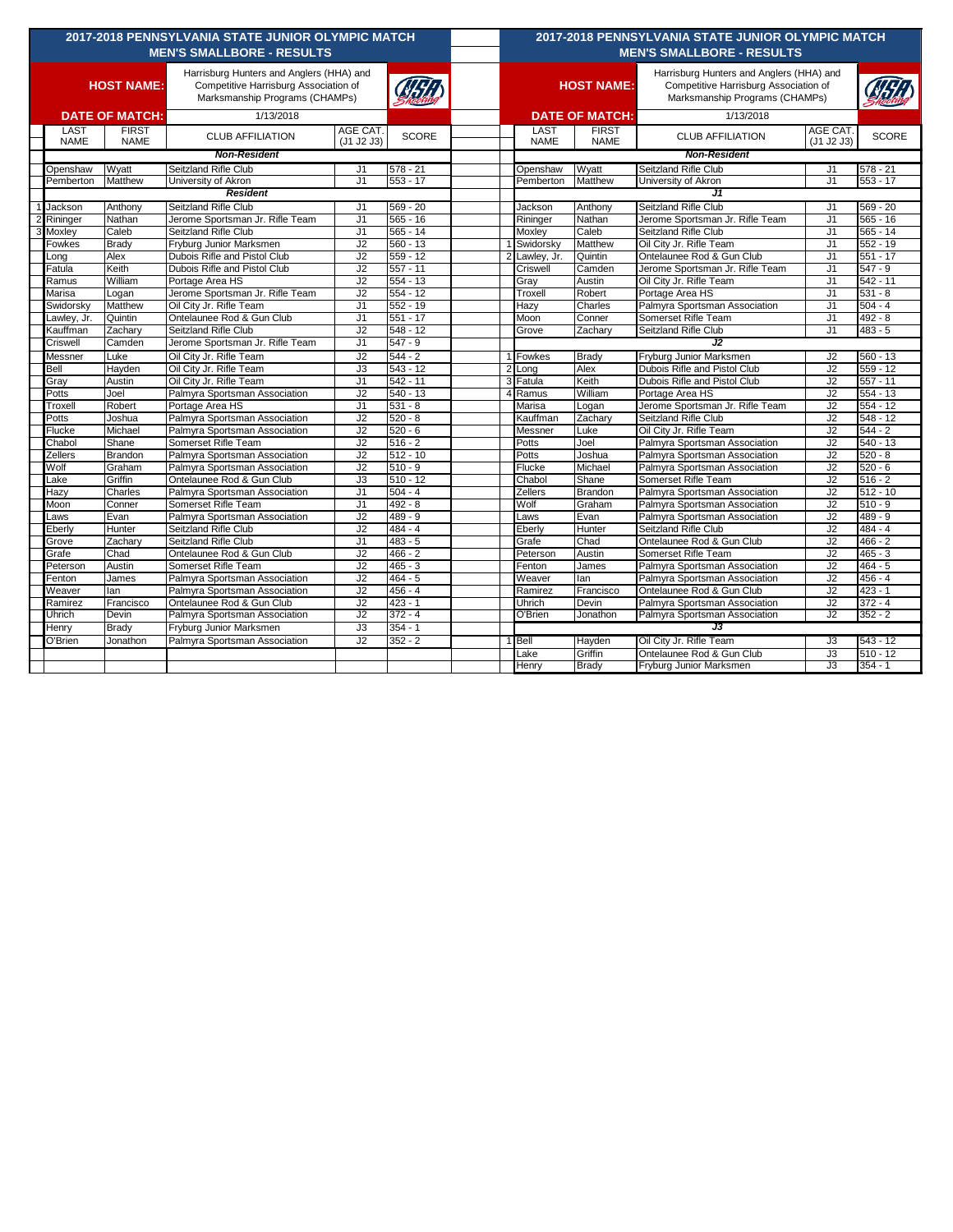# 2017-2018 PENNSYLVANIA STATE JUNIOR OLYMPIC MATCH
## MEN'S SMALLBORE - RESULTS

**HOST NAME:** Harrisburg Hunters and Anglers (HHA) and Competitive Harrisburg Association of Marksmanship Programs (CHAMPs)

**DATE OF MATCH:** 1/13/2018

| | LAST NAME | FIRST NAME | CLUB AFFILIATION | AGE CAT. (J1 J2 J3) | SCORE |
|---|---|---|---|---|---|
| | | | ***Non-Resident*** | | |
| | Openshaw | Wyatt | Seitzland Rifle Club | J1 | 578 - 21 |
| | Pemberton | Matthew | University of Akron | J1 | 553 - 17 |
| | | | ***Resident*** | | |
| 1 | Jackson | Anthony | Seitzland Rifle Club | J1 | 569 - 20 |
| 2 | Rininger | Nathan | Jerome Sportsman Jr. Rifle Team | J1 | 565 - 16 |
| 3 | Moxley | Caleb | Seitzland Rifle Club | J1 | 565 - 14 |
| | Fowkes | Brady | Fryburg Junior Marksmen | J2 | 560 - 13 |
| | Long | Alex | Dubois Rifle and Pistol Club | J2 | 559 - 12 |
| | Fatula | Keith | Dubois Rifle and Pistol Club | J2 | 557 - 11 |
| | Ramus | William | Portage Area HS | J2 | 554 - 13 |
| | Marisa | Logan | Jerome Sportsman Jr. Rifle Team | J2 | 554 - 12 |
| | Swidorsky | Matthew | Oil City Jr. Rifle Team | J1 | 552 - 19 |
| | Lawley, Jr. | Quintin | Ontelaunee Rod & Gun Club | J1 | 551 - 17 |
| | Kauffman | Zachary | Seitzland Rifle Club | J2 | 548 - 12 |
| | Criswell | Camden | Jerome Sportsman Jr. Rifle Team | J1 | 547 - 9 |
| | Messner | Luke | Oil City Jr. Rifle Team | J2 | 544 - 2 |
| | Bell | Hayden | Oil City Jr. Rifle Team | J3 | 543 - 12 |
| | Gray | Austin | Oil City Jr. Rifle Team | J1 | 542 - 11 |
| | Potts | Joel | Palmyra Sportsman Association | J2 | 540 - 13 |
| | Troxell | Robert | Portage Area HS | J1 | 531 - 8 |
| | Potts | Joshua | Palmyra Sportsman Association | J2 | 520 - 8 |
| | Flucke | Michael | Palmyra Sportsman Association | J2 | 520 - 6 |
| | Chabol | Shane | Somerset Rifle Team | J2 | 516 - 2 |
| | Zellers | Brandon | Palmyra Sportsman Association | J2 | 512 - 10 |
| | Wolf | Graham | Palmyra Sportsman Association | J2 | 510 - 9 |
| | Lake | Griffin | Ontelaunee Rod & Gun Club | J3 | 510 - 12 |
| | Hazy | Charles | Palmyra Sportsman Association | J1 | 504 - 4 |
| | Moon | Conner | Somerset Rifle Team | J1 | 492 - 8 |
| | Laws | Evan | Palmyra Sportsman Association | J2 | 489 - 9 |
| | Eberly | Hunter | Seitzland Rifle Club | J2 | 484 - 4 |
| | Grove | Zachary | Seitzland Rifle Club | J1 | 483 - 5 |
| | Grafe | Chad | Ontelaunee Rod & Gun Club | J2 | 466 - 2 |
| | Peterson | Austin | Somerset Rifle Team | J2 | 465 - 3 |
| | Fenton | James | Palmyra Sportsman Association | J2 | 464 - 5 |
| | Weaver | Ian | Palmyra Sportsman Association | J2 | 456 - 4 |
| | Ramirez | Francisco | Ontelaunee Rod & Gun Club | J2 | 423 - 1 |
| | Uhrich | Devin | Palmyra Sportsman Association | J2 | 372 - 4 |
| | Henry | Brady | Fryburg Junior Marksmen | J3 | 354 - 1 |
| | O'Brien | Jonathon | Palmyra Sportsman Association | J2 | 352 - 2 |

# 2017-2018 PENNSYLVANIA STATE JUNIOR OLYMPIC MATCH
## MEN'S SMALLBORE - RESULTS

**HOST NAME:** Harrisburg Hunters and Anglers (HHA) and Competitive Harrisburg Association of Marksmanship Programs (CHAMPs)

**DATE OF MATCH:** 1/13/2018

| | LAST NAME | FIRST NAME | CLUB AFFILIATION | AGE CAT. (J1 J2 J3) | SCORE |
|---|---|---|---|---|---|
| | | | ***Non-Resident*** | | |
| | Openshaw | Wyatt | Seitzland Rifle Club | J1 | 578 - 21 |
| | Pemberton | Matthew | University of Akron | J1 | 553 - 17 |
| | | | ***J1*** | | |
| | Jackson | Anthony | Seitzland Rifle Club | J1 | 569 - 20 |
| | Rininger | Nathan | Jerome Sportsman Jr. Rifle Team | J1 | 565 - 16 |
| | Moxley | Caleb | Seitzland Rifle Club | J1 | 565 - 14 |
| 1 | Swidorsky | Matthew | Oil City Jr. Rifle Team | J1 | 552 - 19 |
| 2 | Lawley, Jr. | Quintin | Ontelaunee Rod & Gun Club | J1 | 551 - 17 |
| | Criswell | Camden | Jerome Sportsman Jr. Rifle Team | J1 | 547 - 9 |
| | Gray | Austin | Oil City Jr. Rifle Team | J1 | 542 - 11 |
| | Troxell | Robert | Portage Area HS | J1 | 531 - 8 |
| | Hazy | Charles | Palmyra Sportsman Association | J1 | 504 - 4 |
| | Moon | Conner | Somerset Rifle Team | J1 | 492 - 8 |
| | Grove | Zachary | Seitzland Rifle Club | J1 | 483 - 5 |
| | | | ***J2*** | | |
| 1 | Fowkes | Brady | Fryburg Junior Marksmen | J2 | 560 - 13 |
| 2 | Long | Alex | Dubois Rifle and Pistol Club | J2 | 559 - 12 |
| 3 | Fatula | Keith | Dubois Rifle and Pistol Club | J2 | 557 - 11 |
| 4 | Ramus | William | Portage Area HS | J2 | 554 - 13 |
| | Marisa | Logan | Jerome Sportsman Jr. Rifle Team | J2 | 554 - 12 |
| | Kauffman | Zachary | Seitzland Rifle Club | J2 | 548 - 12 |
| | Messner | Luke | Oil City Jr. Rifle Team | J2 | 544 - 2 |
| | Potts | Joel | Palmyra Sportsman Association | J2 | 540 - 13 |
| | Potts | Joshua | Palmyra Sportsman Association | J2 | 520 - 8 |
| | Flucke | Michael | Palmyra Sportsman Association | J2 | 520 - 6 |
| | Chabol | Shane | Somerset Rifle Team | J2 | 516 - 2 |
| | Zellers | Brandon | Palmyra Sportsman Association | J2 | 512 - 10 |
| | Wolf | Graham | Palmyra Sportsman Association | J2 | 510 - 9 |
| | Laws | Evan | Palmyra Sportsman Association | J2 | 489 - 9 |
| | Eberly | Hunter | Seitzland Rifle Club | J2 | 484 - 4 |
| | Grafe | Chad | Ontelaunee Rod & Gun Club | J2 | 466 - 2 |
| | Peterson | Austin | Somerset Rifle Team | J2 | 465 - 3 |
| | Fenton | James | Palmyra Sportsman Association | J2 | 464 - 5 |
| | Weaver | Ian | Palmyra Sportsman Association | J2 | 456 - 4 |
| | Ramirez | Francisco | Ontelaunee Rod & Gun Club | J2 | 423 - 1 |
| | Uhrich | Devin | Palmyra Sportsman Association | J2 | 372 - 4 |
| | O'Brien | Jonathon | Palmyra Sportsman Association | J2 | 352 - 2 |
| | | | ***J3*** | | |
| 1 | Bell | Hayden | Oil City Jr. Rifle Team | J3 | 543 - 12 |
| | Lake | Griffin | Ontelaunee Rod & Gun Club | J3 | 510 - 12 |
| | Henry | Brady | Fryburg Junior Marksmen | J3 | 354 - 1 |